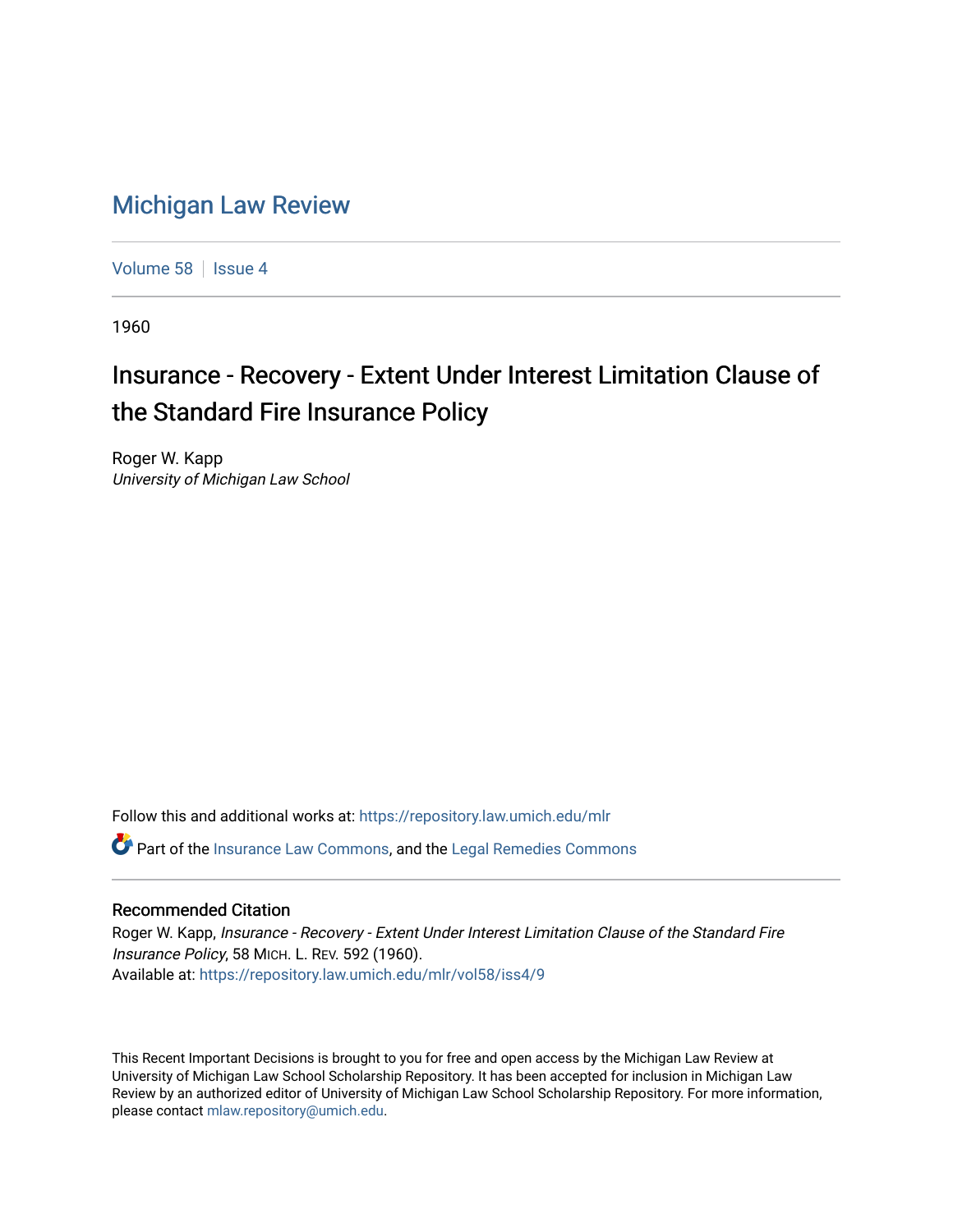# Michigan Law Review

Volume 58 | Issue 4

1960

## Insurance - Recovery - Extent Under Interest Limitation Clause of the Standard Fire Insurance Policy

Roger W. Kapp
*University of Michigan Law School*

Follow this and additional works at: https://repository.law.umich.edu/mlr

Part of the Insurance Law Commons, and the Legal Remedies Commons

### Recommended Citation

Roger W. Kapp, *Insurance - Recovery - Extent Under Interest Limitation Clause of the Standard Fire Insurance Policy*, 58 MICH. L. REV. 592 (1960).
Available at: https://repository.law.umich.edu/mlr/vol58/iss4/9

This Recent Important Decisions is brought to you for free and open access by the Michigan Law Review at University of Michigan Law School Scholarship Repository. It has been accepted for inclusion in Michigan Law Review by an authorized editor of University of Michigan Law School Scholarship Repository. For more information, please contact mlaw.repository@umich.edu.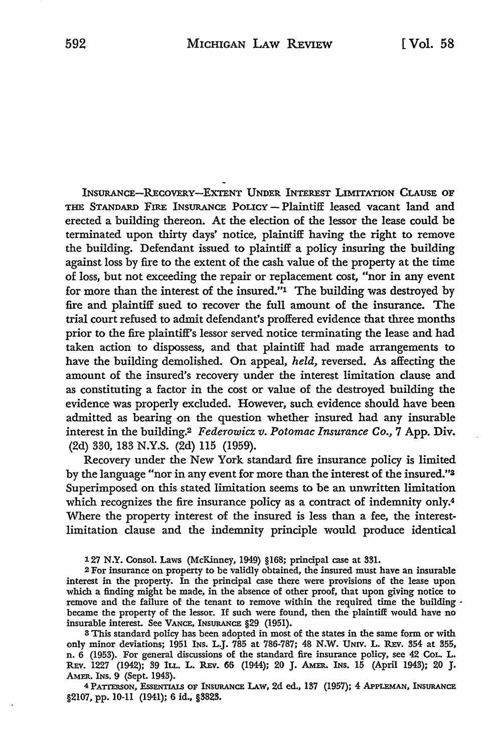INSURANCE—RECOVERY—EXTENT UNDER INTEREST LIMITATION CLAUSE OF THE STANDARD FIRE INSURANCE POLICY — Plaintiff leased vacant land and erected a building thereon. At the election of the lessor the lease could be terminated upon thirty days' notice, plaintiff having the right to remove the building. Defendant issued to plaintiff a policy insuring the building against loss by fire to the extent of the cash value of the property at the time of loss, but not exceeding the repair or replacement cost, "nor in any event for more than the interest of the insured."[1] The building was destroyed by fire and plaintiff sued to recover the full amount of the insurance. The trial court refused to admit defendant's proffered evidence that three months prior to the fire plaintiff's lessor served notice terminating the lease and had taken action to dispossess, and that plaintiff had made arrangements to have the building demolished. On appeal, *held,* reversed. As affecting the amount of the insured's recovery under the interest limitation clause and as constituting a factor in the cost or value of the destroyed building the evidence was properly excluded. However, such evidence should have been admitted as bearing on the question whether insured had any insurable interest in the building.[2] *Federowicz v. Potomac Insurance Co.,* 7 App. Div. (2d) 330, 183 N.Y.S. (2d) 115 (1959).

Recovery under the New York standard fire insurance policy is limited by the language "nor in any event for more than the interest of the insured."[3] Superimposed on this stated limitation seems to be an unwritten limitation which recognizes the fire insurance policy as a contract of indemnity only.[4] Where the property interest of the insured is less than a fee, the interest-limitation clause and the indemnity principle would produce identical

[1] 27 N.Y. Consol. Laws (McKinney, 1949) §168; principal case at 331.

[2] For insurance on property to be validly obtained, the insured must have an insurable interest in the property. In the principal case there were provisions of the lease upon which a finding might be made, in the absence of other proof, that upon giving notice to remove and the failure of the tenant to remove within the required time the building became the property of the lessor. If such were found, then the plaintiff would have no insurable interest. See VANCE, INSURANCE §29 (1951).

[3] This standard policy has been adopted in most of the states in the same form or with only minor deviations; 1951 INS. L.J. 785 at 786-787; 48 N.W. UNIV. L. REV. 354 at 355, n. 6 (1953). For general discussions of the standard fire insurance policy, see 42 COL. L. REV. 1227 (1942); 39 ILL. L. REV. 66 (1944); 20 J. AMER. INS. 15 (April 1943); 20 J. AMER. INS. 9 (Sept. 1943).

[4] PATTERSON, ESSENTIALS OF INSURANCE LAW, 2d ed., 137 (1957); 4 APPLEMAN, INSURANCE §2107, pp. 10-11 (1941); 6 id., §3823.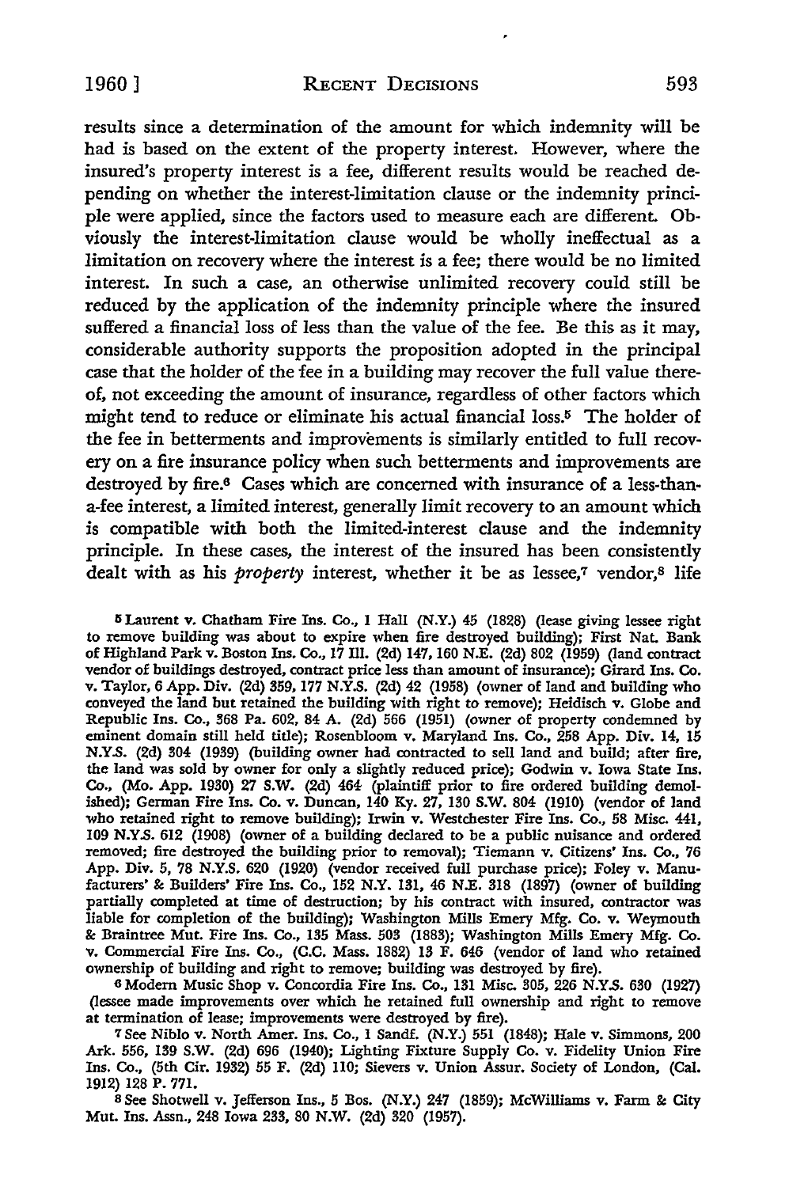results since a determination of the amount for which indemnity will be had is based on the extent of the property interest. However, where the insured's property interest is a fee, different results would be reached depending on whether the interest-limitation clause or the indemnity principle were applied, since the factors used to measure each are different. Obviously the interest-limitation clause would be wholly ineffectual as a limitation on recovery where the interest is a fee; there would be no limited interest. In such a case, an otherwise unlimited recovery could still be reduced by the application of the indemnity principle where the insured suffered a financial loss of less than the value of the fee. Be this as it may, considerable authority supports the proposition adopted in the principal case that the holder of the fee in a building may recover the full value thereof, not exceeding the amount of insurance, regardless of other factors which might tend to reduce or eliminate his actual financial loss.[5] The holder of the fee in betterments and improvements is similarly entitled to full recovery on a fire insurance policy when such betterments and improvements are destroyed by fire.[6] Cases which are concerned with insurance of a less-than-a-fee interest, a limited interest, generally limit recovery to an amount which is compatible with both the limited-interest clause and the indemnity principle. In these cases, the interest of the insured has been consistently dealt with as his *property* interest, whether it be as lessee,[7] vendor,[8] life

[5] Laurent v. Chatham Fire Ins. Co., 1 Hall (N.Y.) 45 (1828) (lease giving lessee right to remove building was about to expire when fire destroyed building); First Nat. Bank of Highland Park v. Boston Ins. Co., 17 Ill. (2d) 147, 160 N.E. (2d) 802 (1959) (land contract vendor of buildings destroyed, contract price less than amount of insurance); Girard Ins. Co. v. Taylor, 6 App. Div. (2d) 359, 177 N.Y.S. (2d) 42 (1958) (owner of land and building who conveyed the land but retained the building with right to remove); Heidisch v. Globe and Republic Ins. Co., 368 Pa. 602, 84 A. (2d) 566 (1951) (owner of property condemned by eminent domain still held title); Rosenbloom v. Maryland Ins. Co., 258 App. Div. 14, 15 N.Y.S. (2d) 304 (1939) (building owner had contracted to sell land and build; after fire, the land was sold by owner for only a slightly reduced price); Godwin v. Iowa State Ins. Co., (Mo. App. 1930) 27 S.W. (2d) 464 (plaintiff prior to fire ordered building demolished); German Fire Ins. Co. v. Duncan, 140 Ky. 27, 130 S.W. 804 (1910) (vendor of land who retained right to remove building); Irwin v. Westchester Fire Ins. Co., 58 Misc. 441, 109 N.Y.S. 612 (1908) (owner of a building declared to be a public nuisance and ordered removed; fire destroyed the building prior to removal); Tiemann v. Citizens' Ins. Co., 76 App. Div. 5, 78 N.Y.S. 620 (1920) (vendor received full purchase price); Foley v. Manufacturers' & Builders' Fire Ins. Co., 152 N.Y. 131, 46 N.E. 318 (1897) (owner of building partially completed at time of destruction; by his contract with insured, contractor was liable for completion of the building); Washington Mills Emery Mfg. Co. v. Weymouth & Braintree Mut. Fire Ins. Co., 135 Mass. 503 (1883); Washington Mills Emery Mfg. Co. v. Commercial Fire Ins. Co., (C.C. Mass. 1882) 13 F. 646 (vendor of land who retained ownership of building and right to remove; building was destroyed by fire).

[6] Modern Music Shop v. Concordia Fire Ins. Co., 131 Misc. 305, 226 N.Y.S. 630 (1927) (lessee made improvements over which he retained full ownership and right to remove at termination of lease; improvements were destroyed by fire).

[7] See Niblo v. North Amer. Ins. Co., 1 Sandf. (N.Y.) 551 (1848); Hale v. Simmons, 200 Ark. 556, 139 S.W. (2d) 696 (1940); Lighting Fixture Supply Co. v. Fidelity Union Fire Ins. Co., (5th Cir. 1932) 55 F. (2d) 110; Sievers v. Union Assur. Society of London, (Cal. 1912) 128 P. 771.

[8] See Shotwell v. Jefferson Ins., 5 Bos. (N.Y.) 247 (1859); McWilliams v. Farm & City Mut. Ins. Assn., 248 Iowa 233, 80 N.W. (2d) 320 (1957).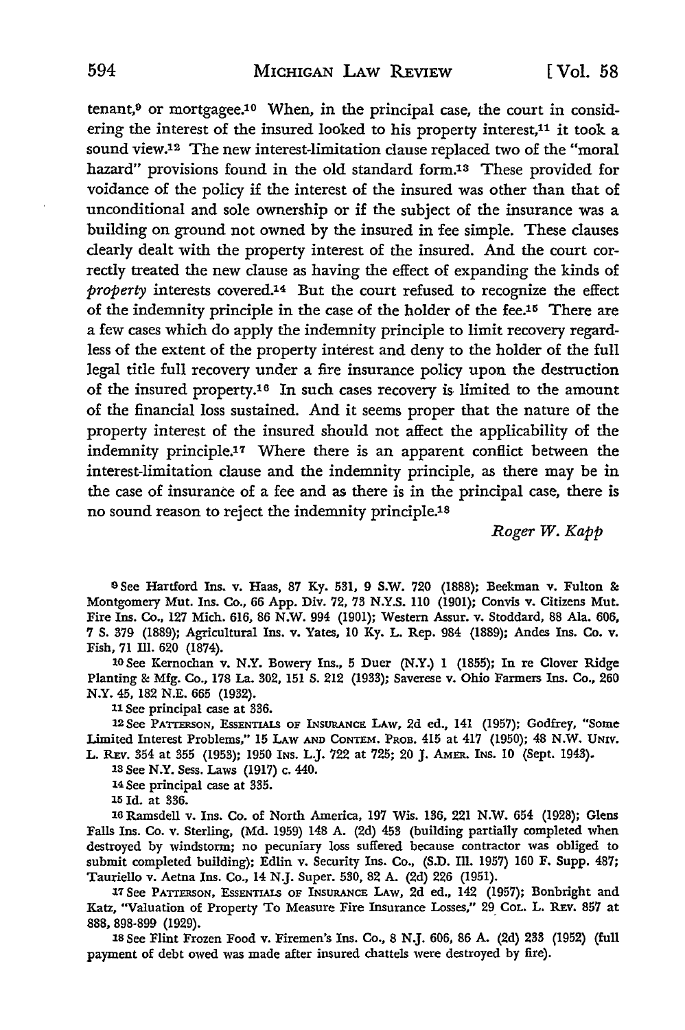tenant,[9] or mortgagee.[10] When, in the principal case, the court in considering the interest of the insured looked to his property interest,[11] it took a sound view.[12] The new interest-limitation clause replaced two of the "moral hazard" provisions found in the old standard form.[13] These provided for voidance of the policy if the interest of the insured was other than that of unconditional and sole ownership or if the subject of the insurance was a building on ground not owned by the insured in fee simple. These clauses clearly dealt with the property interest of the insured. And the court correctly treated the new clause as having the effect of expanding the kinds of *property* interests covered.[14] But the court refused to recognize the effect of the indemnity principle in the case of the holder of the fee.[15] There are a few cases which do apply the indemnity principle to limit recovery regardless of the extent of the property interest and deny to the holder of the full legal title full recovery under a fire insurance policy upon the destruction of the insured property.[16] In such cases recovery is limited to the amount of the financial loss sustained. And it seems proper that the nature of the property interest of the insured should not affect the applicability of the indemnity principle.[17] Where there is an apparent conflict between the interest-limitation clause and the indemnity principle, as there may be in the case of insurance of a fee and as there is in the principal case, there is no sound reason to reject the indemnity principle.[18]

*Roger W. Kapp*

---

[9] See Hartford Ins. v. Haas, 87 Ky. 531, 9 S.W. 720 (1888); Beekman v. Fulton & Montgomery Mut. Ins. Co., 66 App. Div. 72, 73 N.Y.S. 110 (1901); Convis v. Citizens Mut. Fire Ins. Co., 127 Mich. 616, 86 N.W. 994 (1901); Western Assur. v. Stoddard, 88 Ala. 606, 7 S. 379 (1889); Agricultural Ins. v. Yates, 10 Ky. L. Rep. 984 (1889); Andes Ins. Co. v. Fish, 71 Ill. 620 (1874).

[10] See Kernochan v. N.Y. Bowery Ins., 5 Duer (N.Y.) 1 (1855); In re Clover Ridge Planting & Mfg. Co., 178 La. 302, 151 S. 212 (1933); Saverese v. Ohio Farmers Ins. Co., 260 N.Y. 45, 182 N.E. 665 (1932).

[11] See principal case at 336.

[12] See PATTERSON, ESSENTIALS OF INSURANCE LAW, 2d ed., 141 (1957); Godfrey, "Some Limited Interest Problems," 15 LAW AND CONTEM. PROB. 415 at 417 (1950); 48 N.W. UNIV. L. REV. 354 at 355 (1953); 1950 INS. L.J. 722 at 725; 20 J. AMER. INS. 10 (Sept. 1943).

[13] See N.Y. Sess. Laws (1917) c. 440.

[14] See principal case at 335.

[15] Id. at 336.

[16] Ramsdell v. Ins. Co. of North America, 197 Wis. 136, 221 N.W. 654 (1928); Glens Falls Ins. Co. v. Sterling, (Md. 1959) 148 A. (2d) 453 (building partially completed when destroyed by windstorm; no pecuniary loss suffered because contractor was obliged to submit completed building); Edlin v. Security Ins. Co., (S.D. Ill. 1957) 160 F. Supp. 487; Tauriello v. Aetna Ins. Co., 14 N.J. Super. 530, 82 A. (2d) 226 (1951).

[17] See PATTERSON, ESSENTIALS OF INSURANCE LAW, 2d ed., 142 (1957); Bonbright and Katz, "Valuation of Property To Measure Fire Insurance Losses," 29 COL. L. REV. 857 at 888, 898-899 (1929).

[18] See Flint Frozen Food v. Firemen's Ins. Co., 8 N.J. 606, 86 A. (2d) 233 (1952) (full payment of debt owed was made after insured chattels were destroyed by fire).